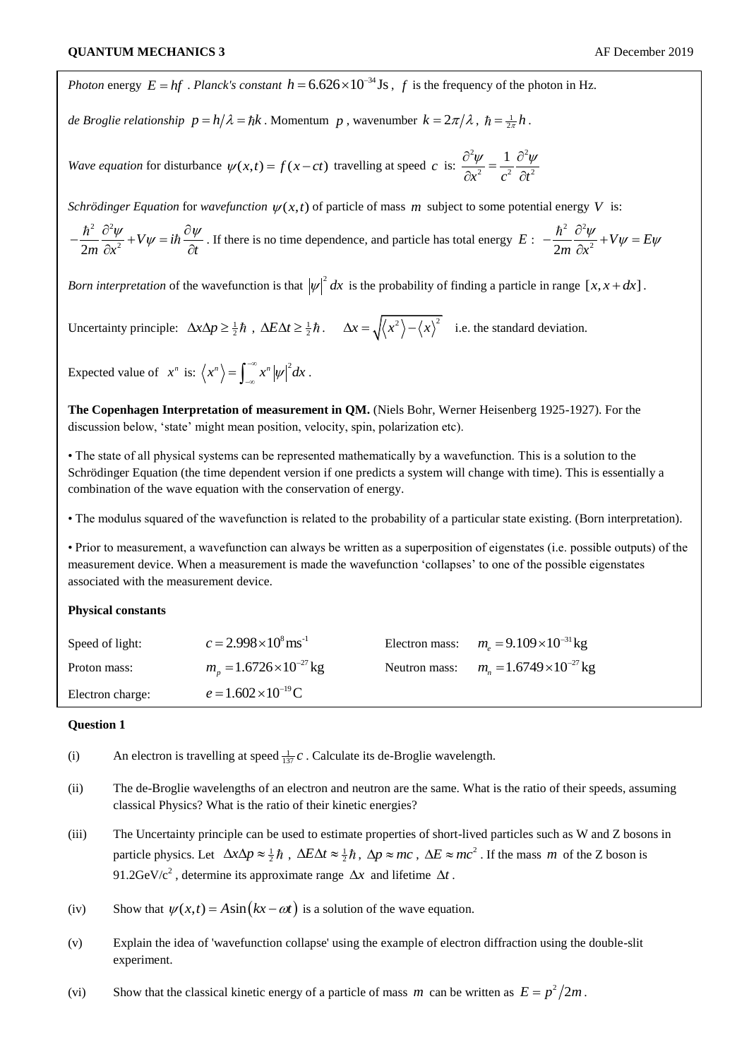*Photon* energy $E = hf$ . *Planck's constant* $h = 6.626\times10^{-34}\,\text{Js}$ , $f$ is the frequency of the photon in Hz.

*de Broglie relationship* $p = h/\lambda = \hbar k$ . Momentum $p$ , wavenumber $k = 2\pi/\lambda$ , $\hbar = \frac{1}{2\pi}h$ .

*Wave equation* for disturbance $\psi(x,t) = f(x - ct)$ travelling at speed $c$ is: $\dfrac{\partial^2\psi}{\partial x^2} = \dfrac{1}{c^2}\dfrac{\partial^2\psi}{\partial t^2}$

*Schrödinger Equation* for *wavefunction* $\psi(x,t)$ of particle of mass $m$ subject to some potential energy $V$ is:

$-\dfrac{\hbar^2}{2m}\dfrac{\partial^2\psi}{\partial x^2} + V\psi = i\hbar\dfrac{\partial\psi}{\partial t}$ . If there is no time dependence, and particle has total energy $E$ : $-\dfrac{\hbar^2}{2m}\dfrac{\partial^2\psi}{\partial x^2} + V\psi = E\psi$

*Born interpretation* of the wavefunction is that $|\psi|^2\,dx$ is the probability of finding a particle in range $[x, x+dx]$ .

Uncertainty principle: $\Delta x\Delta p \ge \frac{1}{2}\hbar$ , $\Delta E\Delta t \ge \frac{1}{2}\hbar$ . $\Delta x = \sqrt{\langle x^2\rangle - \langle x\rangle^2}$ i.e. the standard deviation.

Expected value of $x^n$ is: $\langle x^n\rangle = \int_{-\infty}^{-\infty} x^n|\psi|^2\,dx$ .

**The Copenhagen Interpretation of measurement in QM.** (Niels Bohr, Werner Heisenberg 1925-1927). For the discussion below, 'state' might mean position, velocity, spin, polarization etc).

• The state of all physical systems can be represented mathematically by a wavefunction. This is a solution to the Schrödinger Equation (the time dependent version if one predicts a system will change with time). This is essentially a combination of the wave equation with the conservation of energy.

• The modulus squared of the wavefunction is related to the probability of a particular state existing. (Born interpretation).

• Prior to measurement, a wavefunction can always be written as a superposition of eigenstates (i.e. possible outputs) of the measurement device. When a measurement is made the wavefunction 'collapses' to one of the possible eigenstates associated with the measurement device.

**Physical constants**

| | | | |
|---|---|---|---|
| Speed of light: | $c = 2.998\times10^{8}\,\text{ms}^{-1}$ | Electron mass: | $m_e = 9.109\times10^{-31}\,\text{kg}$ |
| Proton mass: | $m_p = 1.6726\times10^{-27}\,\text{kg}$ | Neutron mass: | $m_n = 1.6749\times10^{-27}\,\text{kg}$ |
| Electron charge: | $e = 1.602\times10^{-19}\,\text{C}$ | | |

**Question 1**

(i) An electron is travelling at speed $\frac{1}{137}c$ . Calculate its de-Broglie wavelength.

(ii) The de-Broglie wavelengths of an electron and neutron are the same. What is the ratio of their speeds, assuming classical Physics? What is the ratio of their kinetic energies?

(iii) The Uncertainty principle can be used to estimate properties of short-lived particles such as W and Z bosons in particle physics. Let $\Delta x\Delta p \approx \frac{1}{2}\hbar$ , $\Delta E\Delta t \approx \frac{1}{2}\hbar$ , $\Delta p \approx mc$ , $\Delta E \approx mc^2$ . If the mass $m$ of the Z boson is $91.2\,\text{GeV/c}^2$ , determine its approximate range $\Delta x$ and lifetime $\Delta t$ .

(iv) Show that $\psi(x,t) = A\sin(kx - \omega t)$ is a solution of the wave equation.

(v) Explain the idea of 'wavefunction collapse' using the example of electron diffraction using the double-slit experiment.

(vi) Show that the classical kinetic energy of a particle of mass $m$ can be written as $E = p^2/2m$ .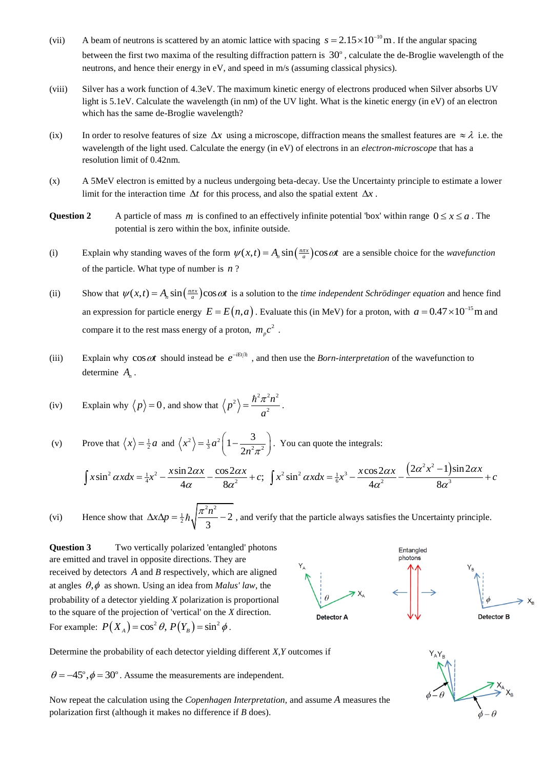(vii) A beam of neutrons is scattered by an atomic lattice with spacing $s = 2.15\times10^{-10}\,\text{m}$. If the angular spacing between the first two maxima of the resulting diffraction pattern is $30^\circ$, calculate the de-Broglie wavelength of the neutrons, and hence their energy in eV, and speed in m/s (assuming classical physics).

(viii) Silver has a work function of 4.3eV. The maximum kinetic energy of electrons produced when Silver absorbs UV light is 5.1eV. Calculate the wavelength (in nm) of the UV light. What is the kinetic energy (in eV) of an electron which has the same de-Broglie wavelength?

(ix) In order to resolve features of size $\Delta x$ using a microscope, diffraction means the smallest features are $\approx \lambda$ i.e. the wavelength of the light used. Calculate the energy (in eV) of electrons in an *electron-microscope* that has a resolution limit of 0.42nm.

(x) A 5MeV electron is emitted by a nucleus undergoing beta-decay. Use the Uncertainty principle to estimate a lower limit for the interaction time $\Delta t$ for this process, and also the spatial extent $\Delta x$.

**Question 2** A particle of mass $m$ is confined to an effectively infinite potential 'box' within range $0 \le x \le a$. The potential is zero within the box, infinite outside.

(i) Explain why standing waves of the form $\psi(x,t) = A_n \sin\left(\frac{n\pi x}{a}\right)\cos\omega t$ are a sensible choice for the *wavefunction* of the particle. What type of number is $n$?

(ii) Show that $\psi(x,t) = A_n \sin\left(\frac{n\pi x}{a}\right)\cos\omega t$ is a solution to the *time independent Schrödinger equation* and hence find an expression for particle energy $E = E(n,a)$. Evaluate this (in MeV) for a proton, with $a = 0.47\times10^{-15}\,\text{m}$ and compare it to the rest mass energy of a proton, $m_p c^2$.

(iii) Explain why $\cos\omega t$ should instead be $e^{-iEt/\hbar}$, and then use the *Born-interpretation* of the wavefunction to determine $A_n$.

(iv) Explain why $\langle p \rangle = 0$, and show that $\langle p^2 \rangle = \dfrac{\hbar^2\pi^2 n^2}{a^2}$.

(v) Prove that $\langle x \rangle = \frac{1}{2}a$ and $\langle x^2 \rangle = \frac{1}{3}a^2\left(1 - \dfrac{3}{2n^2\pi^2}\right)$. You can quote the integrals:

$$\int x\sin^2\alpha x\,dx = \tfrac{1}{4}x^2 - \frac{x\sin 2\alpha x}{4\alpha} - \frac{\cos 2\alpha x}{8\alpha^2} + c;\quad \int x^2\sin^2\alpha x\,dx = \tfrac{1}{6}x^3 - \frac{x\cos 2\alpha x}{4\alpha^2} - \frac{\left(2\alpha^2 x^2 - 1\right)\sin 2\alpha x}{8\alpha^3} + c$$

(vi) Hence show that $\Delta x \Delta p = \frac{1}{2}\hbar\sqrt{\dfrac{\pi^2 n^2}{3} - 2}$, and verify that the particle always satisfies the Uncertainty principle.

**Question 3** Two vertically polarized 'entangled' photons are emitted and travel in opposite directions. They are received by detectors $A$ and $B$ respectively, which are aligned at angles $\theta, \phi$ as shown. Using an idea from *Malus' law*, the probability of a detector yielding $X$ polarization is proportional to the square of the projection of 'vertical' on the $X$ direction. For example: $P(X_A) = \cos^2\theta,\ P(Y_B) = \sin^2\phi$.

Entangled photons

$Y_A$ $X_A$ $\theta$ Detector A

$Y_B$ $X_B$ $\phi$ Detector B

Determine the probability of each detector yielding different $X,Y$ outcomes if

$\theta = -45^\circ, \phi = 30^\circ$. Assume the measurements are independent.

$Y_A Y_B$ $X_A$ $X_B$ $\phi - \theta$ $\phi - \theta$

Now repeat the calculation using the *Copenhagen Interpretation*, and assume $A$ measures the polarization first (although it makes no difference if $B$ does).